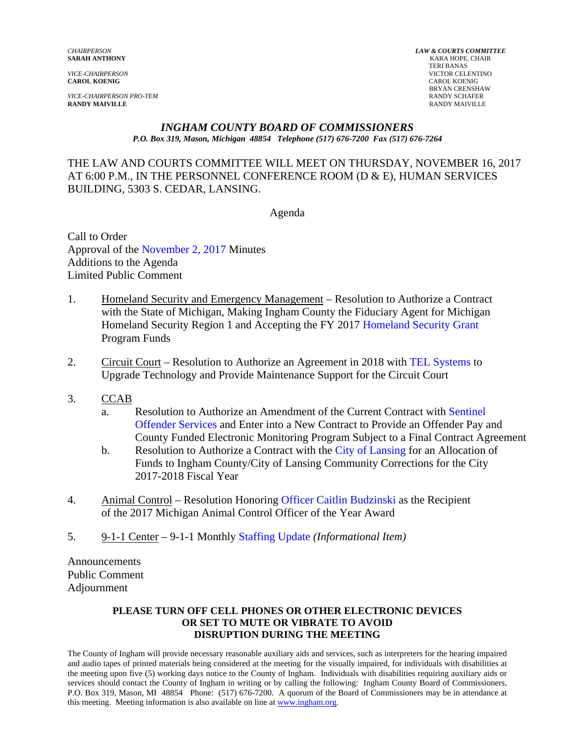*CHAIRPERSON*
**SARAH ANTHONY**

*VICE-CHAIRPERSON*
**CAROL KOENIG**

*VICE-CHAIRPERSON PRO-TEM*
**RANDY MAIVILLE**

***LAW & COURTS COMMITTEE***
KARA HOPE, CHAIR
TERI BANAS
VICTOR CELENTINO
CAROL KOENIG
BRYAN CRENSHAW
RANDY SCHAFER
RANDY MAIVILLE

# *INGHAM COUNTY BOARD OF COMMISSIONERS*

*P.O. Box 319, Mason, Michigan 48854 Telephone (517) 676-7200 Fax (517) 676-7264*

THE LAW AND COURTS COMMITTEE WILL MEET ON THURSDAY, NOVEMBER 16, 2017 AT 6:00 P.M., IN THE PERSONNEL CONFERENCE ROOM (D & E), HUMAN SERVICES BUILDING, 5303 S. CEDAR, LANSING.

Agenda

Call to Order
Approval of the November 2, 2017 Minutes
Additions to the Agenda
Limited Public Comment

1. Homeland Security and Emergency Management – Resolution to Authorize a Contract with the State of Michigan, Making Ingham County the Fiduciary Agent for Michigan Homeland Security Region 1 and Accepting the FY 2017 Homeland Security Grant Program Funds

2. Circuit Court – Resolution to Authorize an Agreement in 2018 with TEL Systems to Upgrade Technology and Provide Maintenance Support for the Circuit Court

3. CCAB
   a. Resolution to Authorize an Amendment of the Current Contract with Sentinel Offender Services and Enter into a New Contract to Provide an Offender Pay and County Funded Electronic Monitoring Program Subject to a Final Contract Agreement
   b. Resolution to Authorize a Contract with the City of Lansing for an Allocation of Funds to Ingham County/City of Lansing Community Corrections for the City 2017-2018 Fiscal Year

4. Animal Control – Resolution Honoring Officer Caitlin Budzinski as the Recipient of the 2017 Michigan Animal Control Officer of the Year Award

5. 9-1-1 Center – 9-1-1 Monthly Staffing Update *(Informational Item)*

Announcements
Public Comment
Adjournment

**PLEASE TURN OFF CELL PHONES OR OTHER ELECTRONIC DEVICES OR SET TO MUTE OR VIBRATE TO AVOID DISRUPTION DURING THE MEETING**

The County of Ingham will provide necessary reasonable auxiliary aids and services, such as interpreters for the hearing impaired and audio tapes of printed materials being considered at the meeting for the visually impaired, for individuals with disabilities at the meeting upon five (5) working days notice to the County of Ingham. Individuals with disabilities requiring auxiliary aids or services should contact the County of Ingham in writing or by calling the following: Ingham County Board of Commissioners, P.O. Box 319, Mason, MI 48854 Phone: (517) 676-7200. A quorum of the Board of Commissioners may be in attendance at this meeting. Meeting information is also available on line at www.ingham.org.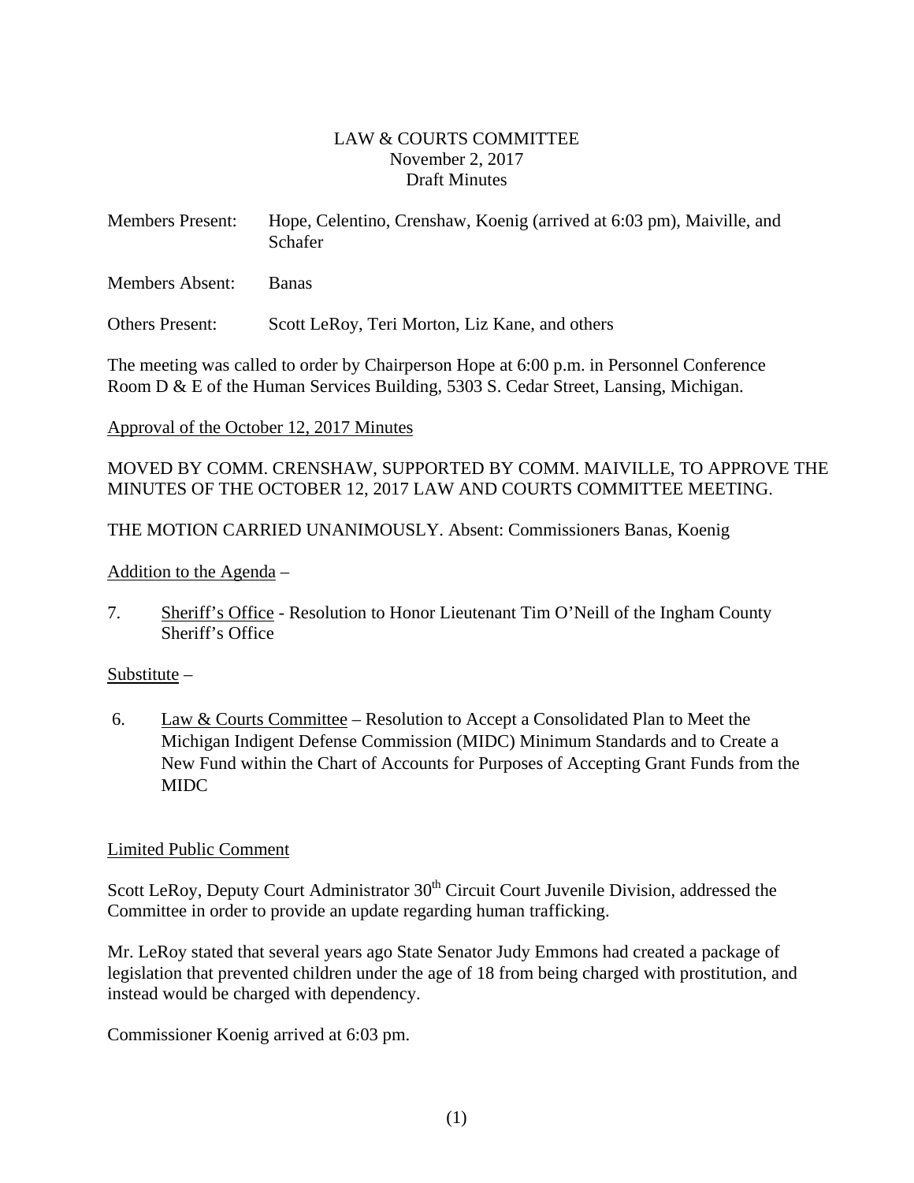LAW & COURTS COMMITTEE
November 2, 2017
Draft Minutes

Members Present: Hope, Celentino, Crenshaw, Koenig (arrived at 6:03 pm), Maiville, and Schafer

Members Absent: Banas

Others Present: Scott LeRoy, Teri Morton, Liz Kane, and others

The meeting was called to order by Chairperson Hope at 6:00 p.m. in Personnel Conference Room D & E of the Human Services Building, 5303 S. Cedar Street, Lansing, Michigan.

Approval of the October 12, 2017 Minutes

MOVED BY COMM. CRENSHAW, SUPPORTED BY COMM. MAIVILLE, TO APPROVE THE MINUTES OF THE OCTOBER 12, 2017 LAW AND COURTS COMMITTEE MEETING.

THE MOTION CARRIED UNANIMOUSLY. Absent: Commissioners Banas, Koenig

Addition to the Agenda –

7. Sheriff's Office - Resolution to Honor Lieutenant Tim O'Neill of the Ingham County Sheriff's Office

Substitute –

6. Law & Courts Committee – Resolution to Accept a Consolidated Plan to Meet the Michigan Indigent Defense Commission (MIDC) Minimum Standards and to Create a New Fund within the Chart of Accounts for Purposes of Accepting Grant Funds from the MIDC

Limited Public Comment

Scott LeRoy, Deputy Court Administrator 30th Circuit Court Juvenile Division, addressed the Committee in order to provide an update regarding human trafficking.

Mr. LeRoy stated that several years ago State Senator Judy Emmons had created a package of legislation that prevented children under the age of 18 from being charged with prostitution, and instead would be charged with dependency.

Commissioner Koenig arrived at 6:03 pm.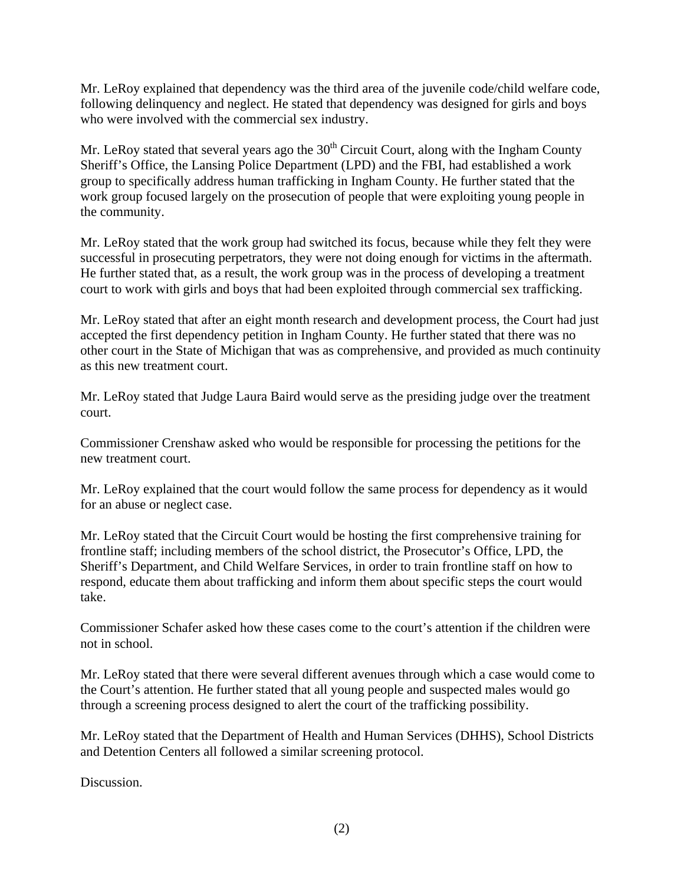Mr. LeRoy explained that dependency was the third area of the juvenile code/child welfare code, following delinquency and neglect. He stated that dependency was designed for girls and boys who were involved with the commercial sex industry.

Mr. LeRoy stated that several years ago the 30th Circuit Court, along with the Ingham County Sheriff's Office, the Lansing Police Department (LPD) and the FBI, had established a work group to specifically address human trafficking in Ingham County. He further stated that the work group focused largely on the prosecution of people that were exploiting young people in the community.

Mr. LeRoy stated that the work group had switched its focus, because while they felt they were successful in prosecuting perpetrators, they were not doing enough for victims in the aftermath. He further stated that, as a result, the work group was in the process of developing a treatment court to work with girls and boys that had been exploited through commercial sex trafficking.

Mr. LeRoy stated that after an eight month research and development process, the Court had just accepted the first dependency petition in Ingham County. He further stated that there was no other court in the State of Michigan that was as comprehensive, and provided as much continuity as this new treatment court.

Mr. LeRoy stated that Judge Laura Baird would serve as the presiding judge over the treatment court.

Commissioner Crenshaw asked who would be responsible for processing the petitions for the new treatment court.

Mr. LeRoy explained that the court would follow the same process for dependency as it would for an abuse or neglect case.

Mr. LeRoy stated that the Circuit Court would be hosting the first comprehensive training for frontline staff; including members of the school district, the Prosecutor's Office, LPD, the Sheriff's Department, and Child Welfare Services, in order to train frontline staff on how to respond, educate them about trafficking and inform them about specific steps the court would take.

Commissioner Schafer asked how these cases come to the court's attention if the children were not in school.

Mr. LeRoy stated that there were several different avenues through which a case would come to the Court's attention. He further stated that all young people and suspected males would go through a screening process designed to alert the court of the trafficking possibility.

Mr. LeRoy stated that the Department of Health and Human Services (DHHS), School Districts and Detention Centers all followed a similar screening protocol.

Discussion.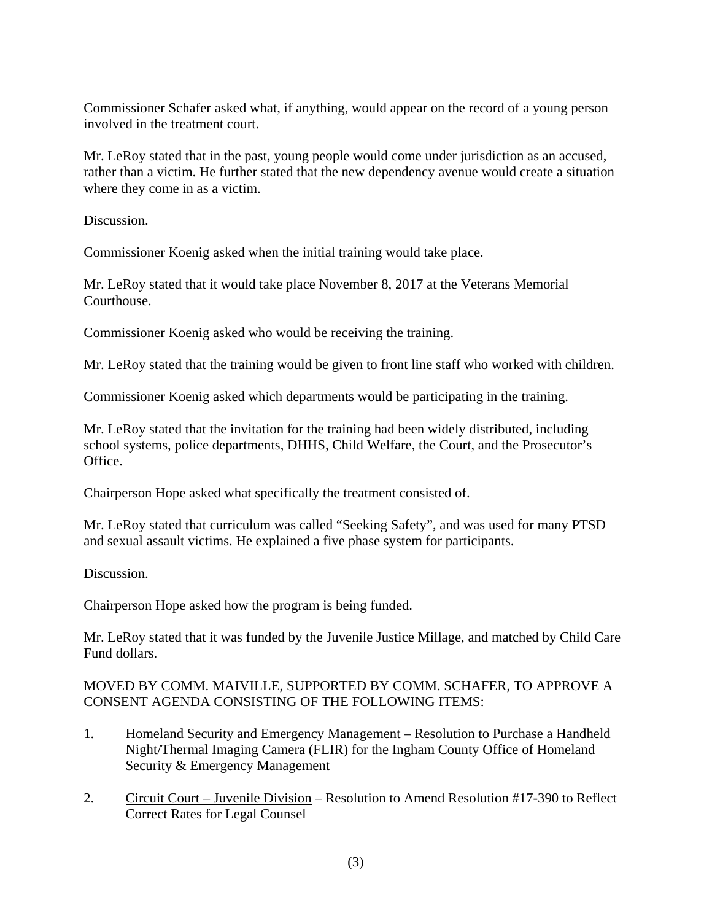Commissioner Schafer asked what, if anything, would appear on the record of a young person involved in the treatment court.

Mr. LeRoy stated that in the past, young people would come under jurisdiction as an accused, rather than a victim. He further stated that the new dependency avenue would create a situation where they come in as a victim.

Discussion.

Commissioner Koenig asked when the initial training would take place.

Mr. LeRoy stated that it would take place November 8, 2017 at the Veterans Memorial Courthouse.

Commissioner Koenig asked who would be receiving the training.

Mr. LeRoy stated that the training would be given to front line staff who worked with children.

Commissioner Koenig asked which departments would be participating in the training.

Mr. LeRoy stated that the invitation for the training had been widely distributed, including school systems, police departments, DHHS, Child Welfare, the Court, and the Prosecutor's Office.

Chairperson Hope asked what specifically the treatment consisted of.

Mr. LeRoy stated that curriculum was called "Seeking Safety", and was used for many PTSD and sexual assault victims. He explained a five phase system for participants.

Discussion.

Chairperson Hope asked how the program is being funded.

Mr. LeRoy stated that it was funded by the Juvenile Justice Millage, and matched by Child Care Fund dollars.

MOVED BY COMM. MAIVILLE, SUPPORTED BY COMM. SCHAFER, TO APPROVE A CONSENT AGENDA CONSISTING OF THE FOLLOWING ITEMS:

1. Homeland Security and Emergency Management – Resolution to Purchase a Handheld Night/Thermal Imaging Camera (FLIR) for the Ingham County Office of Homeland Security & Emergency Management

2. Circuit Court – Juvenile Division – Resolution to Amend Resolution #17-390 to Reflect Correct Rates for Legal Counsel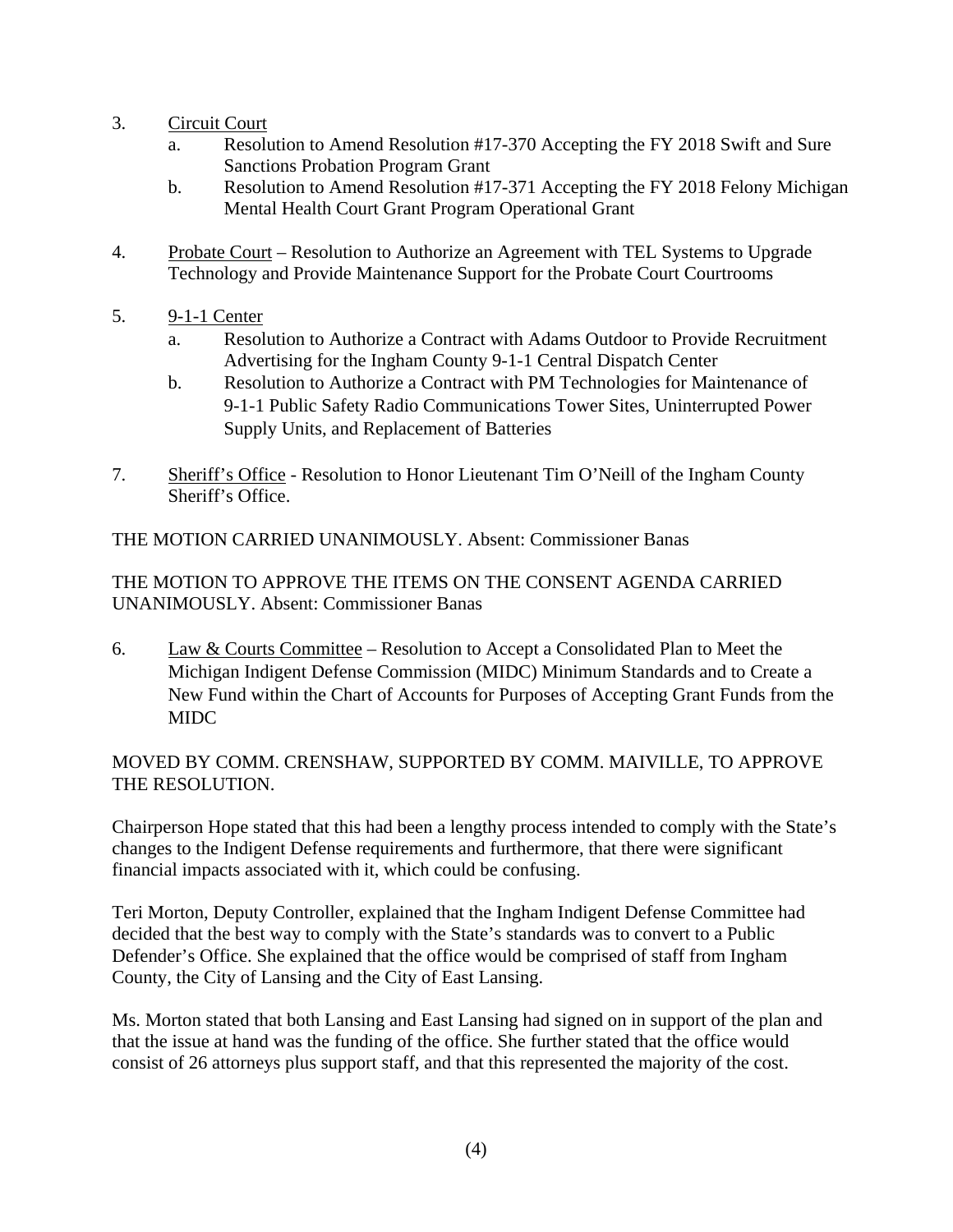3. <u>Circuit Court</u>
   a. Resolution to Amend Resolution #17-370 Accepting the FY 2018 Swift and Sure Sanctions Probation Program Grant
   b. Resolution to Amend Resolution #17-371 Accepting the FY 2018 Felony Michigan Mental Health Court Grant Program Operational Grant

4. <u>Probate Court</u> – Resolution to Authorize an Agreement with TEL Systems to Upgrade Technology and Provide Maintenance Support for the Probate Court Courtrooms

5. <u>9-1-1 Center</u>
   a. Resolution to Authorize a Contract with Adams Outdoor to Provide Recruitment Advertising for the Ingham County 9-1-1 Central Dispatch Center
   b. Resolution to Authorize a Contract with PM Technologies for Maintenance of 9-1-1 Public Safety Radio Communications Tower Sites, Uninterrupted Power Supply Units, and Replacement of Batteries

7. <u>Sheriff's Office</u> - Resolution to Honor Lieutenant Tim O'Neill of the Ingham County Sheriff's Office.

THE MOTION CARRIED UNANIMOUSLY. Absent: Commissioner Banas

THE MOTION TO APPROVE THE ITEMS ON THE CONSENT AGENDA CARRIED UNANIMOUSLY. Absent: Commissioner Banas

6. <u>Law & Courts Committee</u> – Resolution to Accept a Consolidated Plan to Meet the Michigan Indigent Defense Commission (MIDC) Minimum Standards and to Create a New Fund within the Chart of Accounts for Purposes of Accepting Grant Funds from the MIDC

MOVED BY COMM. CRENSHAW, SUPPORTED BY COMM. MAIVILLE, TO APPROVE THE RESOLUTION.

Chairperson Hope stated that this had been a lengthy process intended to comply with the State's changes to the Indigent Defense requirements and furthermore, that there were significant financial impacts associated with it, which could be confusing.

Teri Morton, Deputy Controller, explained that the Ingham Indigent Defense Committee had decided that the best way to comply with the State's standards was to convert to a Public Defender's Office. She explained that the office would be comprised of staff from Ingham County, the City of Lansing and the City of East Lansing.

Ms. Morton stated that both Lansing and East Lansing had signed on in support of the plan and that the issue at hand was the funding of the office. She further stated that the office would consist of 26 attorneys plus support staff, and that this represented the majority of the cost.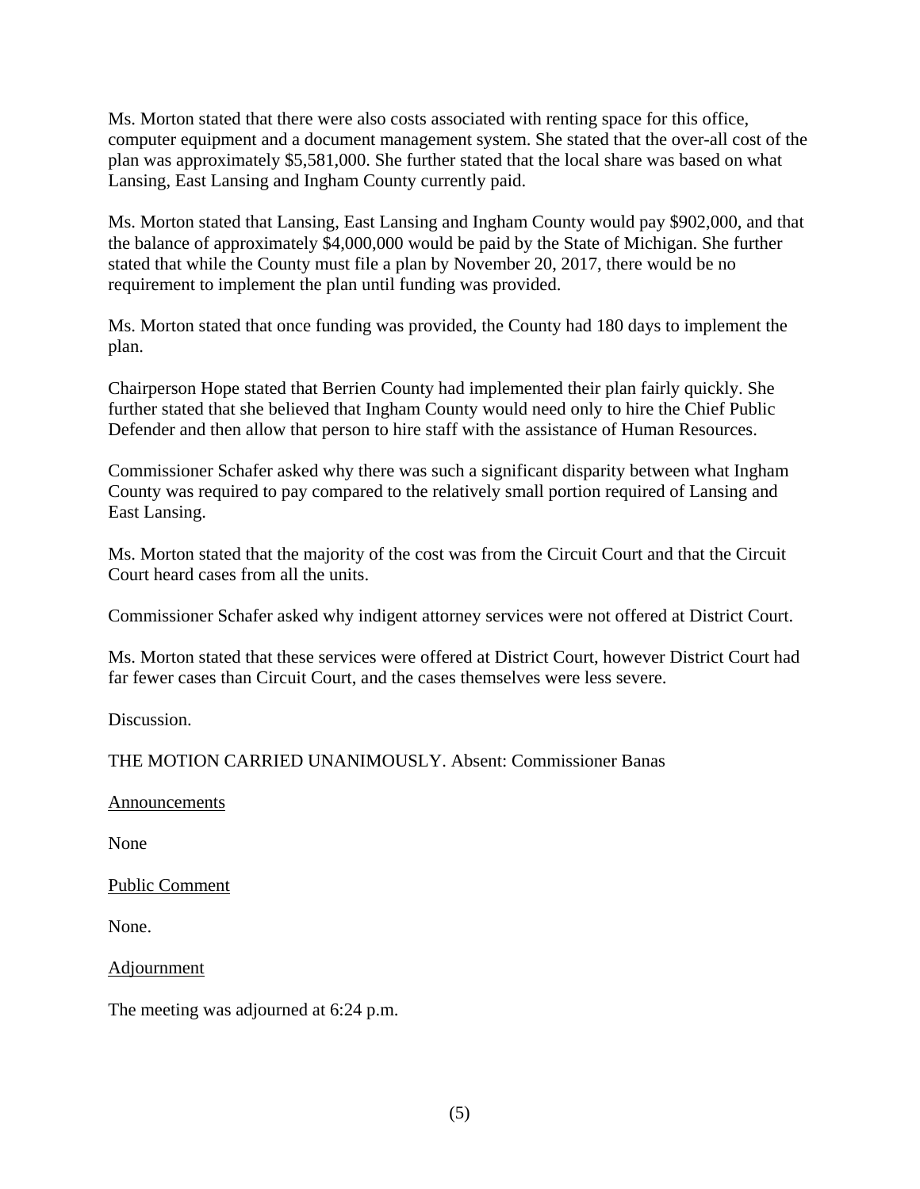Ms. Morton stated that there were also costs associated with renting space for this office, computer equipment and a document management system. She stated that the over-all cost of the plan was approximately $5,581,000. She further stated that the local share was based on what Lansing, East Lansing and Ingham County currently paid.

Ms. Morton stated that Lansing, East Lansing and Ingham County would pay $902,000, and that the balance of approximately $4,000,000 would be paid by the State of Michigan. She further stated that while the County must file a plan by November 20, 2017, there would be no requirement to implement the plan until funding was provided.

Ms. Morton stated that once funding was provided, the County had 180 days to implement the plan.

Chairperson Hope stated that Berrien County had implemented their plan fairly quickly. She further stated that she believed that Ingham County would need only to hire the Chief Public Defender and then allow that person to hire staff with the assistance of Human Resources.

Commissioner Schafer asked why there was such a significant disparity between what Ingham County was required to pay compared to the relatively small portion required of Lansing and East Lansing.

Ms. Morton stated that the majority of the cost was from the Circuit Court and that the Circuit Court heard cases from all the units.

Commissioner Schafer asked why indigent attorney services were not offered at District Court.

Ms. Morton stated that these services were offered at District Court, however District Court had far fewer cases than Circuit Court, and the cases themselves were less severe.

Discussion.

THE MOTION CARRIED UNANIMOUSLY. Absent: Commissioner Banas

<u>Announcements</u>

None

<u>Public Comment</u>

None.

<u>Adjournment</u>

The meeting was adjourned at 6:24 p.m.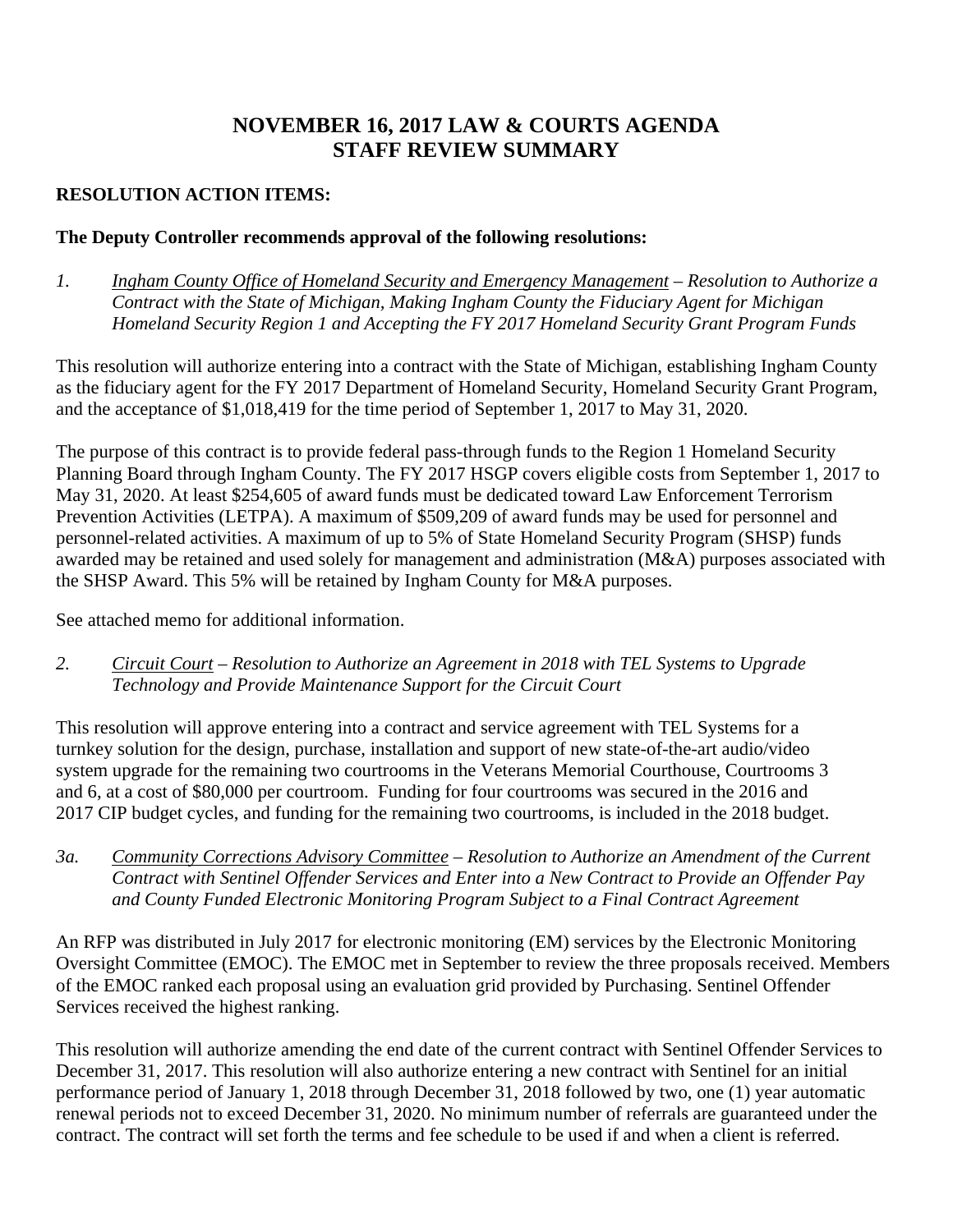# NOVEMBER 16, 2017 LAW & COURTS AGENDA STAFF REVIEW SUMMARY

**RESOLUTION ACTION ITEMS:**

**The Deputy Controller recommends approval of the following resolutions:**

1. *Ingham County Office of Homeland Security and Emergency Management – Resolution to Authorize a Contract with the State of Michigan, Making Ingham County the Fiduciary Agent for Michigan Homeland Security Region 1 and Accepting the FY 2017 Homeland Security Grant Program Funds*

This resolution will authorize entering into a contract with the State of Michigan, establishing Ingham County as the fiduciary agent for the FY 2017 Department of Homeland Security, Homeland Security Grant Program, and the acceptance of $1,018,419 for the time period of September 1, 2017 to May 31, 2020.

The purpose of this contract is to provide federal pass-through funds to the Region 1 Homeland Security Planning Board through Ingham County. The FY 2017 HSGP covers eligible costs from September 1, 2017 to May 31, 2020. At least $254,605 of award funds must be dedicated toward Law Enforcement Terrorism Prevention Activities (LETPA). A maximum of $509,209 of award funds may be used for personnel and personnel-related activities. A maximum of up to 5% of State Homeland Security Program (SHSP) funds awarded may be retained and used solely for management and administration (M&A) purposes associated with the SHSP Award. This 5% will be retained by Ingham County for M&A purposes.

See attached memo for additional information.

2. *Circuit Court – Resolution to Authorize an Agreement in 2018 with TEL Systems to Upgrade Technology and Provide Maintenance Support for the Circuit Court*

This resolution will approve entering into a contract and service agreement with TEL Systems for a turnkey solution for the design, purchase, installation and support of new state-of-the-art audio/video system upgrade for the remaining two courtrooms in the Veterans Memorial Courthouse, Courtrooms 3 and 6, at a cost of $80,000 per courtroom. Funding for four courtrooms was secured in the 2016 and 2017 CIP budget cycles, and funding for the remaining two courtrooms, is included in the 2018 budget.

3a. *Community Corrections Advisory Committee – Resolution to Authorize an Amendment of the Current Contract with Sentinel Offender Services and Enter into a New Contract to Provide an Offender Pay and County Funded Electronic Monitoring Program Subject to a Final Contract Agreement*

An RFP was distributed in July 2017 for electronic monitoring (EM) services by the Electronic Monitoring Oversight Committee (EMOC). The EMOC met in September to review the three proposals received. Members of the EMOC ranked each proposal using an evaluation grid provided by Purchasing. Sentinel Offender Services received the highest ranking.

This resolution will authorize amending the end date of the current contract with Sentinel Offender Services to December 31, 2017. This resolution will also authorize entering a new contract with Sentinel for an initial performance period of January 1, 2018 through December 31, 2018 followed by two, one (1) year automatic renewal periods not to exceed December 31, 2020. No minimum number of referrals are guaranteed under the contract. The contract will set forth the terms and fee schedule to be used if and when a client is referred.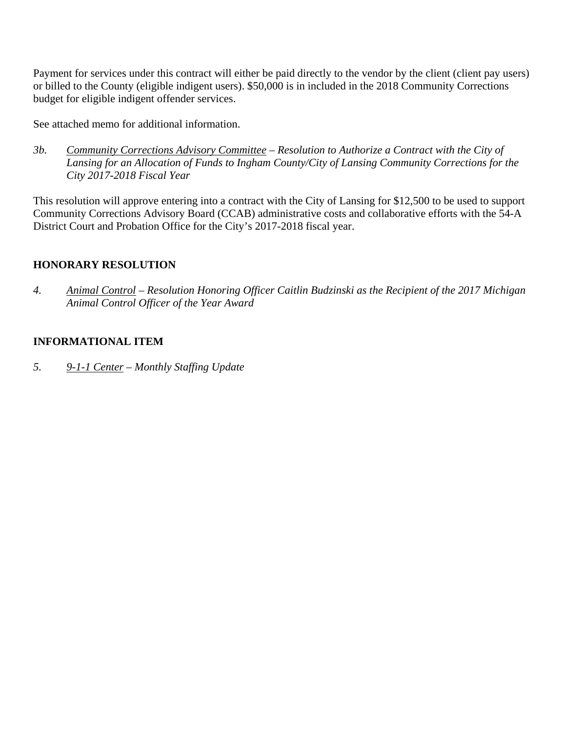Payment for services under this contract will either be paid directly to the vendor by the client (client pay users) or billed to the County (eligible indigent users). $50,000 is in included in the 2018 Community Corrections budget for eligible indigent offender services.

See attached memo for additional information.

*3b.* *Community Corrections Advisory Committee – Resolution to Authorize a Contract with the City of Lansing for an Allocation of Funds to Ingham County/City of Lansing Community Corrections for the City 2017-2018 Fiscal Year*

This resolution will approve entering into a contract with the City of Lansing for $12,500 to be used to support Community Corrections Advisory Board (CCAB) administrative costs and collaborative efforts with the 54-A District Court and Probation Office for the City's 2017-2018 fiscal year.

**HONORARY RESOLUTION**

*4.* *Animal Control – Resolution Honoring Officer Caitlin Budzinski as the Recipient of the 2017 Michigan Animal Control Officer of the Year Award*

**INFORMATIONAL ITEM**

*5.* *9-1-1 Center – Monthly Staffing Update*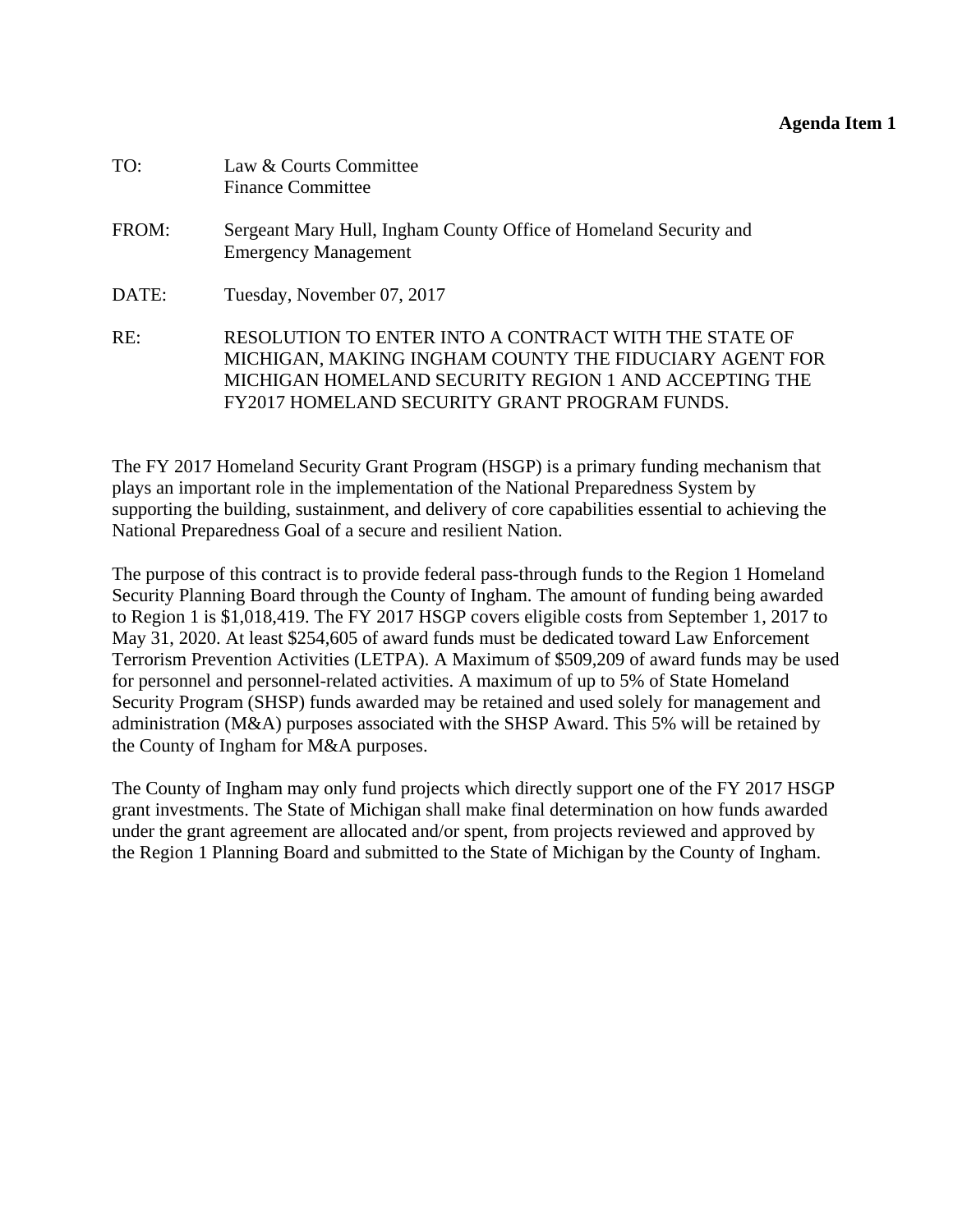**Agenda Item 1**

TO: Law & Courts Committee
Finance Committee

FROM: Sergeant Mary Hull, Ingham County Office of Homeland Security and Emergency Management

DATE: Tuesday, November 07, 2017

RE: RESOLUTION TO ENTER INTO A CONTRACT WITH THE STATE OF MICHIGAN, MAKING INGHAM COUNTY THE FIDUCIARY AGENT FOR MICHIGAN HOMELAND SECURITY REGION 1 AND ACCEPTING THE FY2017 HOMELAND SECURITY GRANT PROGRAM FUNDS.

The FY 2017 Homeland Security Grant Program (HSGP) is a primary funding mechanism that plays an important role in the implementation of the National Preparedness System by supporting the building, sustainment, and delivery of core capabilities essential to achieving the National Preparedness Goal of a secure and resilient Nation.

The purpose of this contract is to provide federal pass-through funds to the Region 1 Homeland Security Planning Board through the County of Ingham. The amount of funding being awarded to Region 1 is $1,018,419. The FY 2017 HSGP covers eligible costs from September 1, 2017 to May 31, 2020. At least $254,605 of award funds must be dedicated toward Law Enforcement Terrorism Prevention Activities (LETPA). A Maximum of $509,209 of award funds may be used for personnel and personnel-related activities. A maximum of up to 5% of State Homeland Security Program (SHSP) funds awarded may be retained and used solely for management and administration (M&A) purposes associated with the SHSP Award. This 5% will be retained by the County of Ingham for M&A purposes.

The County of Ingham may only fund projects which directly support one of the FY 2017 HSGP grant investments. The State of Michigan shall make final determination on how funds awarded under the grant agreement are allocated and/or spent, from projects reviewed and approved by the Region 1 Planning Board and submitted to the State of Michigan by the County of Ingham.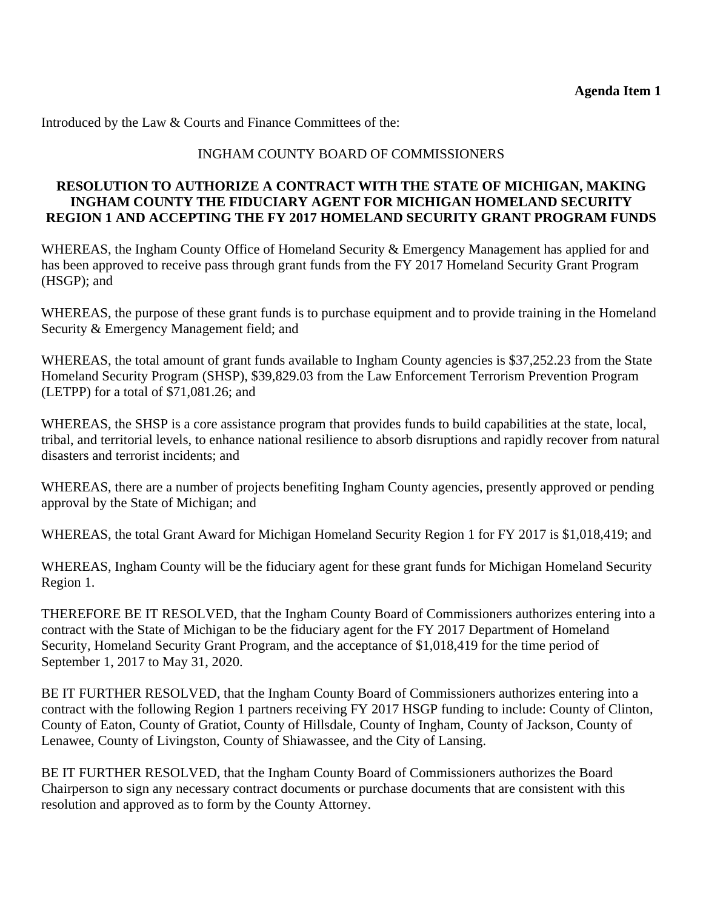**Agenda Item 1**

Introduced by the Law & Courts and Finance Committees of the:

INGHAM COUNTY BOARD OF COMMISSIONERS

**RESOLUTION TO AUTHORIZE A CONTRACT WITH THE STATE OF MICHIGAN, MAKING INGHAM COUNTY THE FIDUCIARY AGENT FOR MICHIGAN HOMELAND SECURITY REGION 1 AND ACCEPTING THE FY 2017 HOMELAND SECURITY GRANT PROGRAM FUNDS**

WHEREAS, the Ingham County Office of Homeland Security & Emergency Management has applied for and has been approved to receive pass through grant funds from the FY 2017 Homeland Security Grant Program (HSGP); and

WHEREAS, the purpose of these grant funds is to purchase equipment and to provide training in the Homeland Security & Emergency Management field; and

WHEREAS, the total amount of grant funds available to Ingham County agencies is $37,252.23 from the State Homeland Security Program (SHSP), $39,829.03 from the Law Enforcement Terrorism Prevention Program (LETPP) for a total of $71,081.26; and

WHEREAS, the SHSP is a core assistance program that provides funds to build capabilities at the state, local, tribal, and territorial levels, to enhance national resilience to absorb disruptions and rapidly recover from natural disasters and terrorist incidents; and

WHEREAS, there are a number of projects benefiting Ingham County agencies, presently approved or pending approval by the State of Michigan; and

WHEREAS, the total Grant Award for Michigan Homeland Security Region 1 for FY 2017 is $1,018,419; and

WHEREAS, Ingham County will be the fiduciary agent for these grant funds for Michigan Homeland Security Region 1.

THEREFORE BE IT RESOLVED, that the Ingham County Board of Commissioners authorizes entering into a contract with the State of Michigan to be the fiduciary agent for the FY 2017 Department of Homeland Security, Homeland Security Grant Program, and the acceptance of $1,018,419 for the time period of September 1, 2017 to May 31, 2020.

BE IT FURTHER RESOLVED, that the Ingham County Board of Commissioners authorizes entering into a contract with the following Region 1 partners receiving FY 2017 HSGP funding to include: County of Clinton, County of Eaton, County of Gratiot, County of Hillsdale, County of Ingham, County of Jackson, County of Lenawee, County of Livingston, County of Shiawassee, and the City of Lansing.

BE IT FURTHER RESOLVED, that the Ingham County Board of Commissioners authorizes the Board Chairperson to sign any necessary contract documents or purchase documents that are consistent with this resolution and approved as to form by the County Attorney.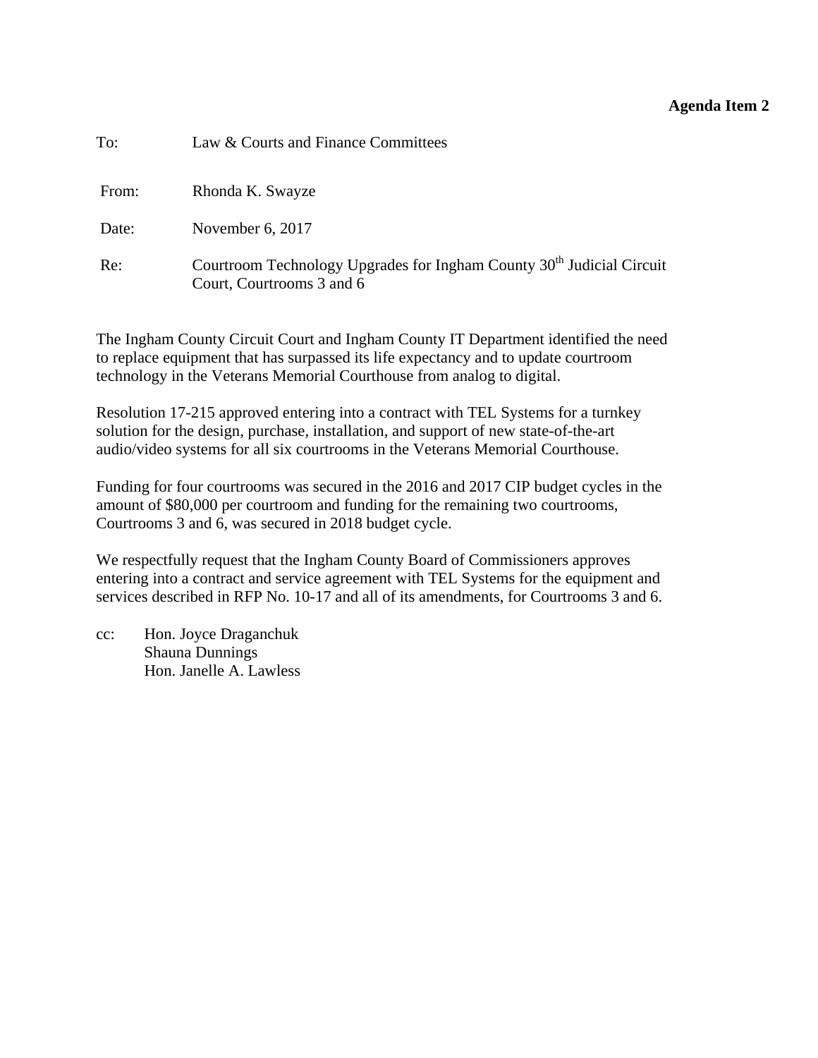**Agenda Item 2**

To: Law & Courts and Finance Committees

From: Rhonda K. Swayze

Date: November 6, 2017

Re: Courtroom Technology Upgrades for Ingham County 30th Judicial Circuit Court, Courtrooms 3 and 6

The Ingham County Circuit Court and Ingham County IT Department identified the need to replace equipment that has surpassed its life expectancy and to update courtroom technology in the Veterans Memorial Courthouse from analog to digital.

Resolution 17-215 approved entering into a contract with TEL Systems for a turnkey solution for the design, purchase, installation, and support of new state-of-the-art audio/video systems for all six courtrooms in the Veterans Memorial Courthouse.

Funding for four courtrooms was secured in the 2016 and 2017 CIP budget cycles in the amount of $80,000 per courtroom and funding for the remaining two courtrooms, Courtrooms 3 and 6, was secured in 2018 budget cycle.

We respectfully request that the Ingham County Board of Commissioners approves entering into a contract and service agreement with TEL Systems for the equipment and services described in RFP No. 10-17 and all of its amendments, for Courtrooms 3 and 6.

cc: Hon. Joyce Draganchuk
Shauna Dunnings
Hon. Janelle A. Lawless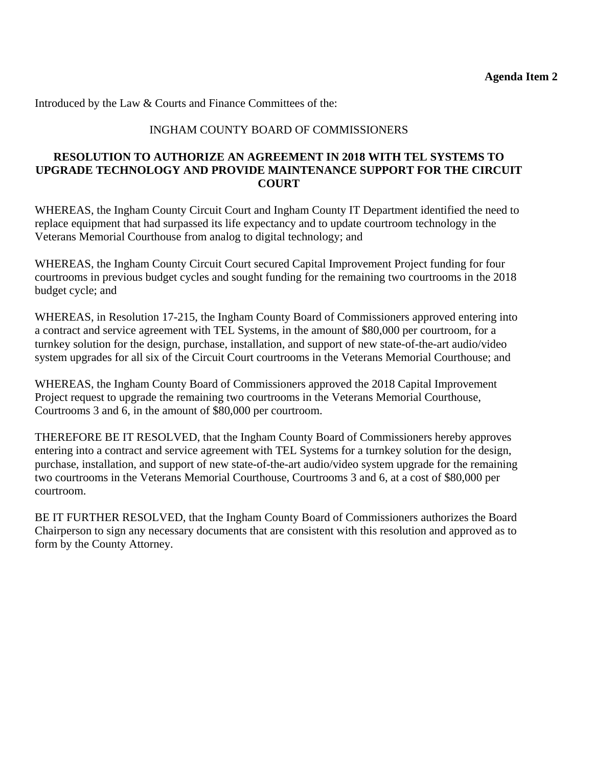**Agenda Item 2**

Introduced by the Law & Courts and Finance Committees of the:

INGHAM COUNTY BOARD OF COMMISSIONERS

**RESOLUTION TO AUTHORIZE AN AGREEMENT IN 2018 WITH TEL SYSTEMS TO UPGRADE TECHNOLOGY AND PROVIDE MAINTENANCE SUPPORT FOR THE CIRCUIT COURT**

WHEREAS, the Ingham County Circuit Court and Ingham County IT Department identified the need to replace equipment that had surpassed its life expectancy and to update courtroom technology in the Veterans Memorial Courthouse from analog to digital technology; and

WHEREAS, the Ingham County Circuit Court secured Capital Improvement Project funding for four courtrooms in previous budget cycles and sought funding for the remaining two courtrooms in the 2018 budget cycle; and

WHEREAS, in Resolution 17-215, the Ingham County Board of Commissioners approved entering into a contract and service agreement with TEL Systems, in the amount of $80,000 per courtroom, for a turnkey solution for the design, purchase, installation, and support of new state-of-the-art audio/video system upgrades for all six of the Circuit Court courtrooms in the Veterans Memorial Courthouse; and

WHEREAS, the Ingham County Board of Commissioners approved the 2018 Capital Improvement Project request to upgrade the remaining two courtrooms in the Veterans Memorial Courthouse, Courtrooms 3 and 6, in the amount of $80,000 per courtroom.

THEREFORE BE IT RESOLVED, that the Ingham County Board of Commissioners hereby approves entering into a contract and service agreement with TEL Systems for a turnkey solution for the design, purchase, installation, and support of new state-of-the-art audio/video system upgrade for the remaining two courtrooms in the Veterans Memorial Courthouse, Courtrooms 3 and 6, at a cost of $80,000 per courtroom.

BE IT FURTHER RESOLVED, that the Ingham County Board of Commissioners authorizes the Board Chairperson to sign any necessary documents that are consistent with this resolution and approved as to form by the County Attorney.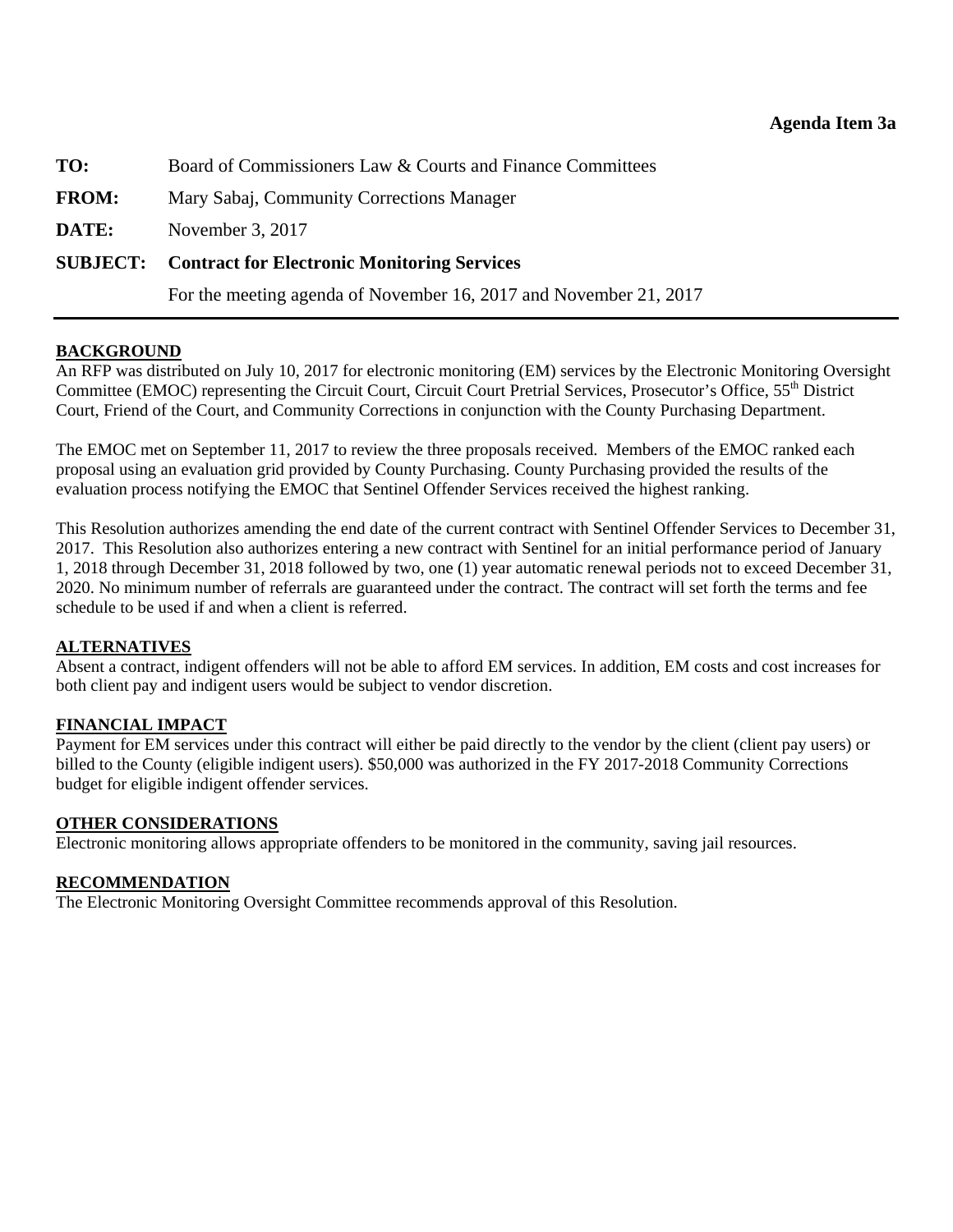**Agenda Item 3a**

**TO:** Board of Commissioners Law & Courts and Finance Committees

**FROM:** Mary Sabaj, Community Corrections Manager

**DATE:** November 3, 2017

**SUBJECT: Contract for Electronic Monitoring Services**

For the meeting agenda of November 16, 2017 and November 21, 2017

---

## BACKGROUND

An RFP was distributed on July 10, 2017 for electronic monitoring (EM) services by the Electronic Monitoring Oversight Committee (EMOC) representing the Circuit Court, Circuit Court Pretrial Services, Prosecutor's Office, 55th District Court, Friend of the Court, and Community Corrections in conjunction with the County Purchasing Department.

The EMOC met on September 11, 2017 to review the three proposals received. Members of the EMOC ranked each proposal using an evaluation grid provided by County Purchasing. County Purchasing provided the results of the evaluation process notifying the EMOC that Sentinel Offender Services received the highest ranking.

This Resolution authorizes amending the end date of the current contract with Sentinel Offender Services to December 31, 2017. This Resolution also authorizes entering a new contract with Sentinel for an initial performance period of January 1, 2018 through December 31, 2018 followed by two, one (1) year automatic renewal periods not to exceed December 31, 2020. No minimum number of referrals are guaranteed under the contract. The contract will set forth the terms and fee schedule to be used if and when a client is referred.

## ALTERNATIVES

Absent a contract, indigent offenders will not be able to afford EM services. In addition, EM costs and cost increases for both client pay and indigent users would be subject to vendor discretion.

## FINANCIAL IMPACT

Payment for EM services under this contract will either be paid directly to the vendor by the client (client pay users) or billed to the County (eligible indigent users). $50,000 was authorized in the FY 2017-2018 Community Corrections budget for eligible indigent offender services.

## OTHER CONSIDERATIONS

Electronic monitoring allows appropriate offenders to be monitored in the community, saving jail resources.

## RECOMMENDATION

The Electronic Monitoring Oversight Committee recommends approval of this Resolution.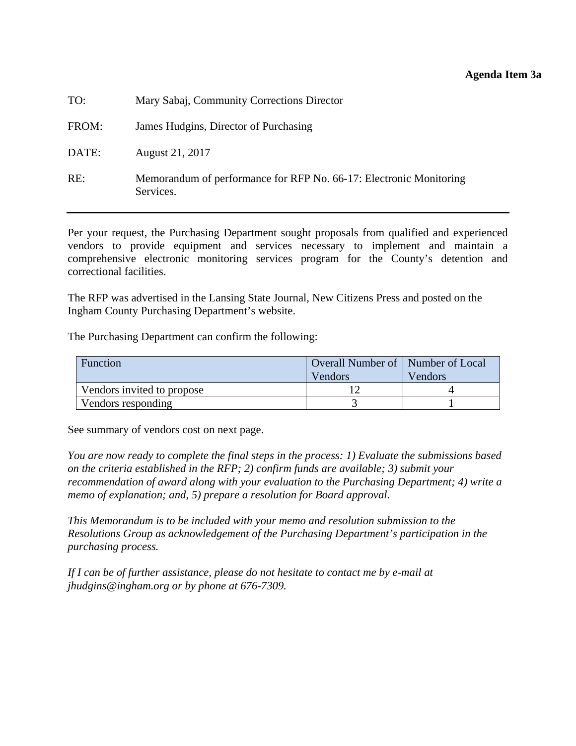**Agenda Item 3a**

TO: Mary Sabaj, Community Corrections Director

FROM: James Hudgins, Director of Purchasing

DATE: August 21, 2017

RE: Memorandum of performance for RFP No. 66-17: Electronic Monitoring Services.

---

Per your request, the Purchasing Department sought proposals from qualified and experienced vendors to provide equipment and services necessary to implement and maintain a comprehensive electronic monitoring services program for the County's detention and correctional facilities.

The RFP was advertised in the Lansing State Journal, New Citizens Press and posted on the Ingham County Purchasing Department's website.

The Purchasing Department can confirm the following:

| Function | Overall Number of Vendors | Number of Local Vendors |
|---|---|---|
| Vendors invited to propose | 12 | 4 |
| Vendors responding | 3 | 1 |

See summary of vendors cost on next page.

*You are now ready to complete the final steps in the process: 1) Evaluate the submissions based on the criteria established in the RFP; 2) confirm funds are available; 3) submit your recommendation of award along with your evaluation to the Purchasing Department; 4) write a memo of explanation; and, 5) prepare a resolution for Board approval.*

*This Memorandum is to be included with your memo and resolution submission to the Resolutions Group as acknowledgement of the Purchasing Department's participation in the purchasing process.*

*If I can be of further assistance, please do not hesitate to contact me by e-mail at jhudgins@ingham.org or by phone at 676-7309.*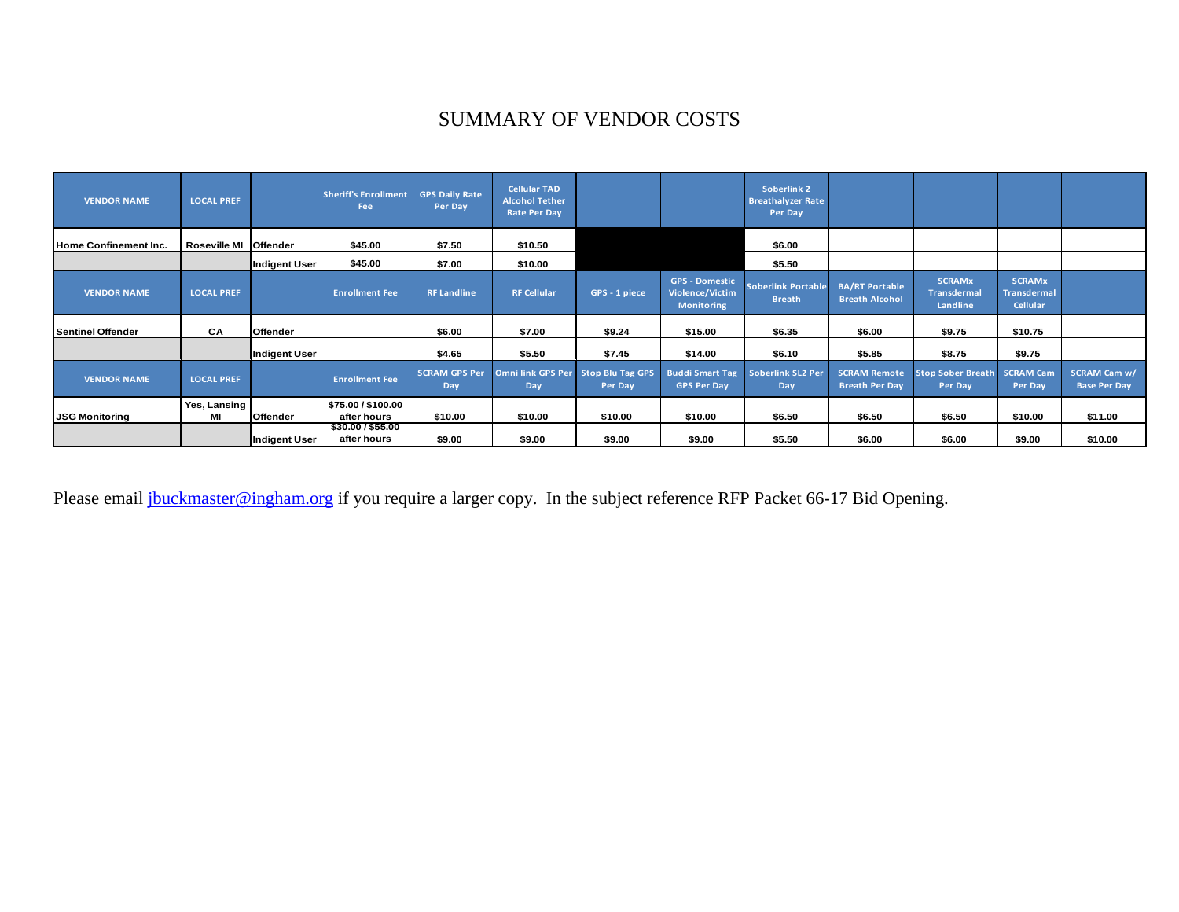# SUMMARY OF VENDOR COSTS

| VENDOR NAME | LOCAL PREF | | Sheriff's Enrollment Fee | GPS Daily Rate Per Day | Cellular TAD Alcohol Tether Rate Per Day | | | Soberlink 2 Breathalyzer Rate Per Day | | | | |
|---|---|---|---|---|---|---|---|---|---|---|---|---|
| Home Confinement Inc. | Roseville MI | Offender | $45.00 | $7.50 | $10.50 | | | $6.00 | | | | |
| | | Indigent User | $45.00 | $7.00 | $10.00 | | | $5.50 | | | | |
| **VENDOR NAME** | **LOCAL PREF** | | **Enrollment Fee** | **RF Landline** | **RF Cellular** | **GPS - 1 piece** | **GPS - Domestic Violence/Victim Monitoring** | **Soberlink Portable Breath** | **BA/RT Portable Breath Alcohol** | **SCRAMx Transdermal Landline** | **SCRAMx Transdermal Cellular** | |
| Sentinel Offender | CA | Offender | | $6.00 | $7.00 | $9.24 | $15.00 | $6.35 | $6.00 | $9.75 | $10.75 | |
| | | Indigent User | | $4.65 | $5.50 | $7.45 | $14.00 | $6.10 | $5.85 | $8.75 | $9.75 | |
| **VENDOR NAME** | **LOCAL PREF** | | **Enrollment Fee** | **SCRAM GPS Per Day** | **Omni link GPS Per Day** | **Stop Blu Tag GPS Per Day** | **Buddi Smart Tag GPS Per Day** | **Soberlink SL2 Per Day** | **SCRAM Remote Breath Per Day** | **Stop Sober Breath Per Day** | **SCRAM Cam Per Day** | **SCRAM Cam w/ Base Per Day** |
| JSG Monitoring | Yes, Lansing MI | Offender | $75.00 / $100.00 after hours | $10.00 | $10.00 | $10.00 | $10.00 | $6.50 | $6.50 | $6.50 | $10.00 | $11.00 |
| | | Indigent User | $30.00 / $55.00 after hours | $9.00 | $9.00 | $9.00 | $9.00 | $5.50 | $6.00 | $6.00 | $9.00 | $10.00 |

Please email jbuckmaster@ingham.org if you require a larger copy. In the subject reference RFP Packet 66-17 Bid Opening.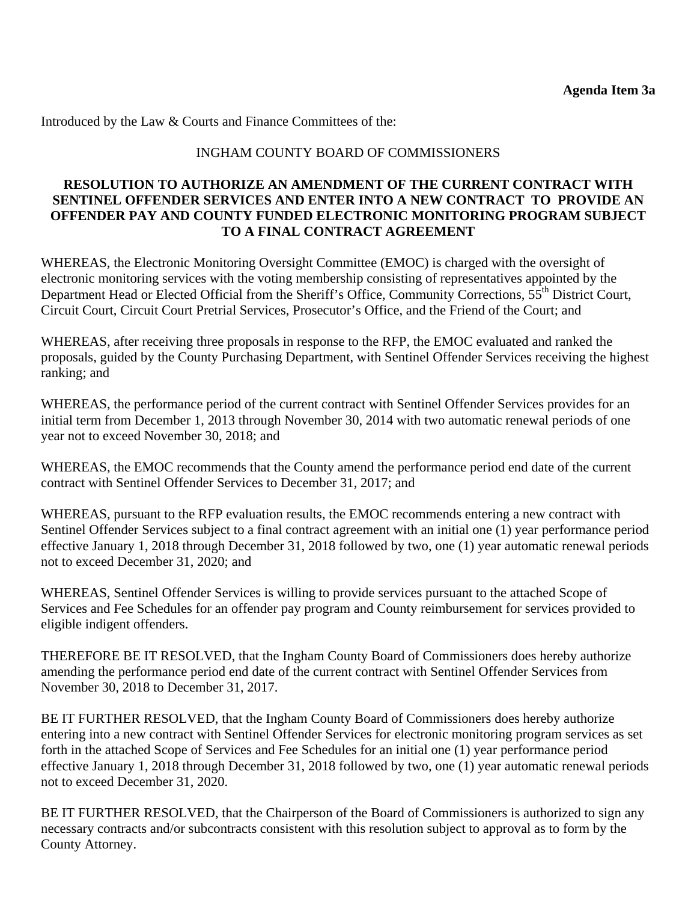**Agenda Item 3a**

Introduced by the Law & Courts and Finance Committees of the:

INGHAM COUNTY BOARD OF COMMISSIONERS

**RESOLUTION TO AUTHORIZE AN AMENDMENT OF THE CURRENT CONTRACT WITH SENTINEL OFFENDER SERVICES AND ENTER INTO A NEW CONTRACT TO PROVIDE AN OFFENDER PAY AND COUNTY FUNDED ELECTRONIC MONITORING PROGRAM SUBJECT TO A FINAL CONTRACT AGREEMENT**

WHEREAS, the Electronic Monitoring Oversight Committee (EMOC) is charged with the oversight of electronic monitoring services with the voting membership consisting of representatives appointed by the Department Head or Elected Official from the Sheriff's Office, Community Corrections, 55th District Court, Circuit Court, Circuit Court Pretrial Services, Prosecutor's Office, and the Friend of the Court; and

WHEREAS, after receiving three proposals in response to the RFP, the EMOC evaluated and ranked the proposals, guided by the County Purchasing Department, with Sentinel Offender Services receiving the highest ranking; and

WHEREAS, the performance period of the current contract with Sentinel Offender Services provides for an initial term from December 1, 2013 through November 30, 2014 with two automatic renewal periods of one year not to exceed November 30, 2018; and

WHEREAS, the EMOC recommends that the County amend the performance period end date of the current contract with Sentinel Offender Services to December 31, 2017; and

WHEREAS, pursuant to the RFP evaluation results, the EMOC recommends entering a new contract with Sentinel Offender Services subject to a final contract agreement with an initial one (1) year performance period effective January 1, 2018 through December 31, 2018 followed by two, one (1) year automatic renewal periods not to exceed December 31, 2020; and

WHEREAS, Sentinel Offender Services is willing to provide services pursuant to the attached Scope of Services and Fee Schedules for an offender pay program and County reimbursement for services provided to eligible indigent offenders.

THEREFORE BE IT RESOLVED, that the Ingham County Board of Commissioners does hereby authorize amending the performance period end date of the current contract with Sentinel Offender Services from November 30, 2018 to December 31, 2017.

BE IT FURTHER RESOLVED, that the Ingham County Board of Commissioners does hereby authorize entering into a new contract with Sentinel Offender Services for electronic monitoring program services as set forth in the attached Scope of Services and Fee Schedules for an initial one (1) year performance period effective January 1, 2018 through December 31, 2018 followed by two, one (1) year automatic renewal periods not to exceed December 31, 2020.

BE IT FURTHER RESOLVED, that the Chairperson of the Board of Commissioners is authorized to sign any necessary contracts and/or subcontracts consistent with this resolution subject to approval as to form by the County Attorney.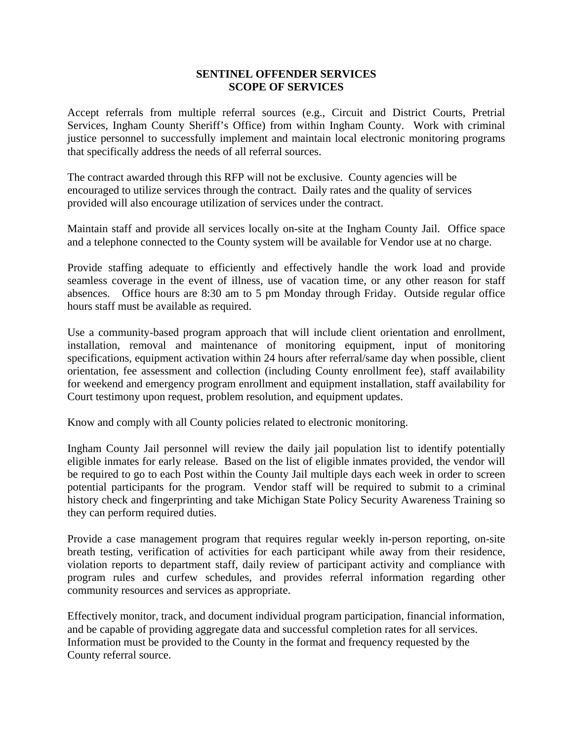**SENTINEL OFFENDER SERVICES**
**SCOPE OF SERVICES**

Accept referrals from multiple referral sources (e.g., Circuit and District Courts, Pretrial Services, Ingham County Sheriff's Office) from within Ingham County. Work with criminal justice personnel to successfully implement and maintain local electronic monitoring programs that specifically address the needs of all referral sources.

The contract awarded through this RFP will not be exclusive. County agencies will be encouraged to utilize services through the contract. Daily rates and the quality of services provided will also encourage utilization of services under the contract.

Maintain staff and provide all services locally on-site at the Ingham County Jail. Office space and a telephone connected to the County system will be available for Vendor use at no charge.

Provide staffing adequate to efficiently and effectively handle the work load and provide seamless coverage in the event of illness, use of vacation time, or any other reason for staff absences. Office hours are 8:30 am to 5 pm Monday through Friday. Outside regular office hours staff must be available as required.

Use a community-based program approach that will include client orientation and enrollment, installation, removal and maintenance of monitoring equipment, input of monitoring specifications, equipment activation within 24 hours after referral/same day when possible, client orientation, fee assessment and collection (including County enrollment fee), staff availability for weekend and emergency program enrollment and equipment installation, staff availability for Court testimony upon request, problem resolution, and equipment updates.

Know and comply with all County policies related to electronic monitoring.

Ingham County Jail personnel will review the daily jail population list to identify potentially eligible inmates for early release. Based on the list of eligible inmates provided, the vendor will be required to go to each Post within the County Jail multiple days each week in order to screen potential participants for the program. Vendor staff will be required to submit to a criminal history check and fingerprinting and take Michigan State Policy Security Awareness Training so they can perform required duties.

Provide a case management program that requires regular weekly in-person reporting, on-site breath testing, verification of activities for each participant while away from their residence, violation reports to department staff, daily review of participant activity and compliance with program rules and curfew schedules, and provides referral information regarding other community resources and services as appropriate.

Effectively monitor, track, and document individual program participation, financial information, and be capable of providing aggregate data and successful completion rates for all services. Information must be provided to the County in the format and frequency requested by the County referral source.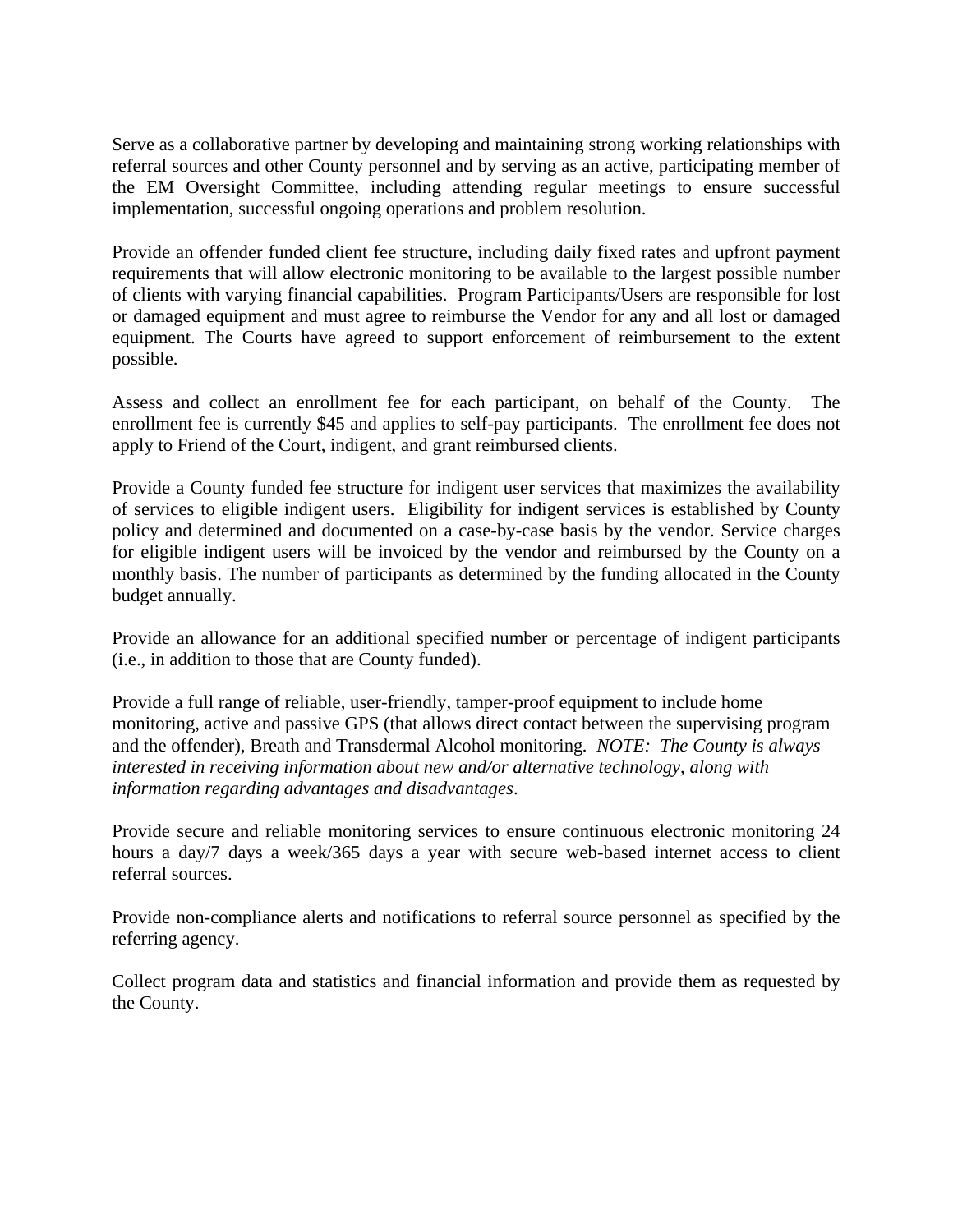Serve as a collaborative partner by developing and maintaining strong working relationships with referral sources and other County personnel and by serving as an active, participating member of the EM Oversight Committee, including attending regular meetings to ensure successful implementation, successful ongoing operations and problem resolution.

Provide an offender funded client fee structure, including daily fixed rates and upfront payment requirements that will allow electronic monitoring to be available to the largest possible number of clients with varying financial capabilities. Program Participants/Users are responsible for lost or damaged equipment and must agree to reimburse the Vendor for any and all lost or damaged equipment. The Courts have agreed to support enforcement of reimbursement to the extent possible.

Assess and collect an enrollment fee for each participant, on behalf of the County. The enrollment fee is currently $45 and applies to self-pay participants. The enrollment fee does not apply to Friend of the Court, indigent, and grant reimbursed clients.

Provide a County funded fee structure for indigent user services that maximizes the availability of services to eligible indigent users. Eligibility for indigent services is established by County policy and determined and documented on a case-by-case basis by the vendor. Service charges for eligible indigent users will be invoiced by the vendor and reimbursed by the County on a monthly basis. The number of participants as determined by the funding allocated in the County budget annually.

Provide an allowance for an additional specified number or percentage of indigent participants (i.e., in addition to those that are County funded).

Provide a full range of reliable, user-friendly, tamper-proof equipment to include home monitoring, active and passive GPS (that allows direct contact between the supervising program and the offender), Breath and Transdermal Alcohol monitoring. *NOTE: The County is always interested in receiving information about new and/or alternative technology, along with information regarding advantages and disadvantages*.

Provide secure and reliable monitoring services to ensure continuous electronic monitoring 24 hours a day/7 days a week/365 days a year with secure web-based internet access to client referral sources.

Provide non-compliance alerts and notifications to referral source personnel as specified by the referring agency.

Collect program data and statistics and financial information and provide them as requested by the County.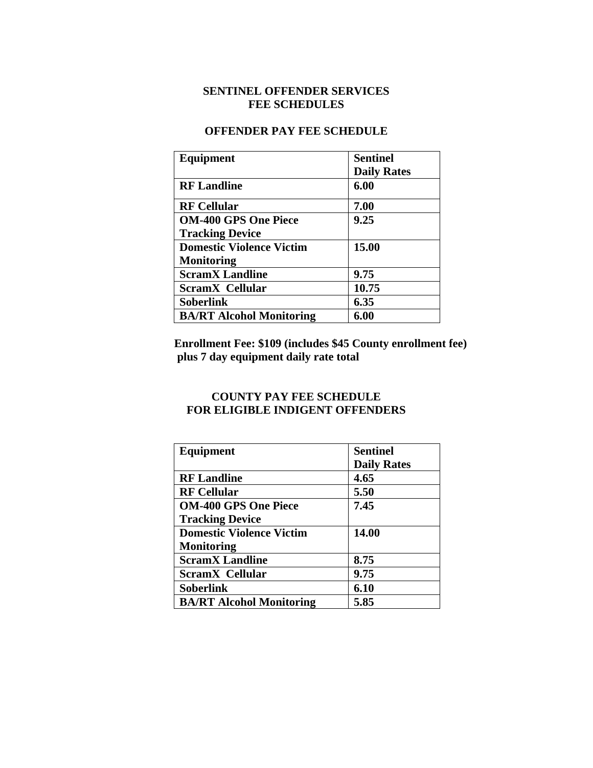# SENTINEL OFFENDER SERVICES FEE SCHEDULES

## OFFENDER PAY FEE SCHEDULE

| Equipment | Sentinel Daily Rates |
|---|---|
| **RF Landline** | **6.00** |
| **RF Cellular** | **7.00** |
| **OM-400 GPS One Piece Tracking Device** | **9.25** |
| **Domestic Violence Victim Monitoring** | **15.00** |
| **ScramX Landline** | **9.75** |
| **ScramX Cellular** | **10.75** |
| **Soberlink** | **6.35** |
| **BA/RT Alcohol Monitoring** | **6.00** |

**Enrollment Fee: $109 (includes $45 County enrollment fee) plus 7 day equipment daily rate total**

## COUNTY PAY FEE SCHEDULE FOR ELIGIBLE INDIGENT OFFENDERS

| Equipment | Sentinel Daily Rates |
|---|---|
| **RF Landline** | **4.65** |
| **RF Cellular** | **5.50** |
| **OM-400 GPS One Piece Tracking Device** | **7.45** |
| **Domestic Violence Victim Monitoring** | **14.00** |
| **ScramX Landline** | **8.75** |
| **ScramX Cellular** | **9.75** |
| **Soberlink** | **6.10** |
| **BA/RT Alcohol Monitoring** | **5.85** |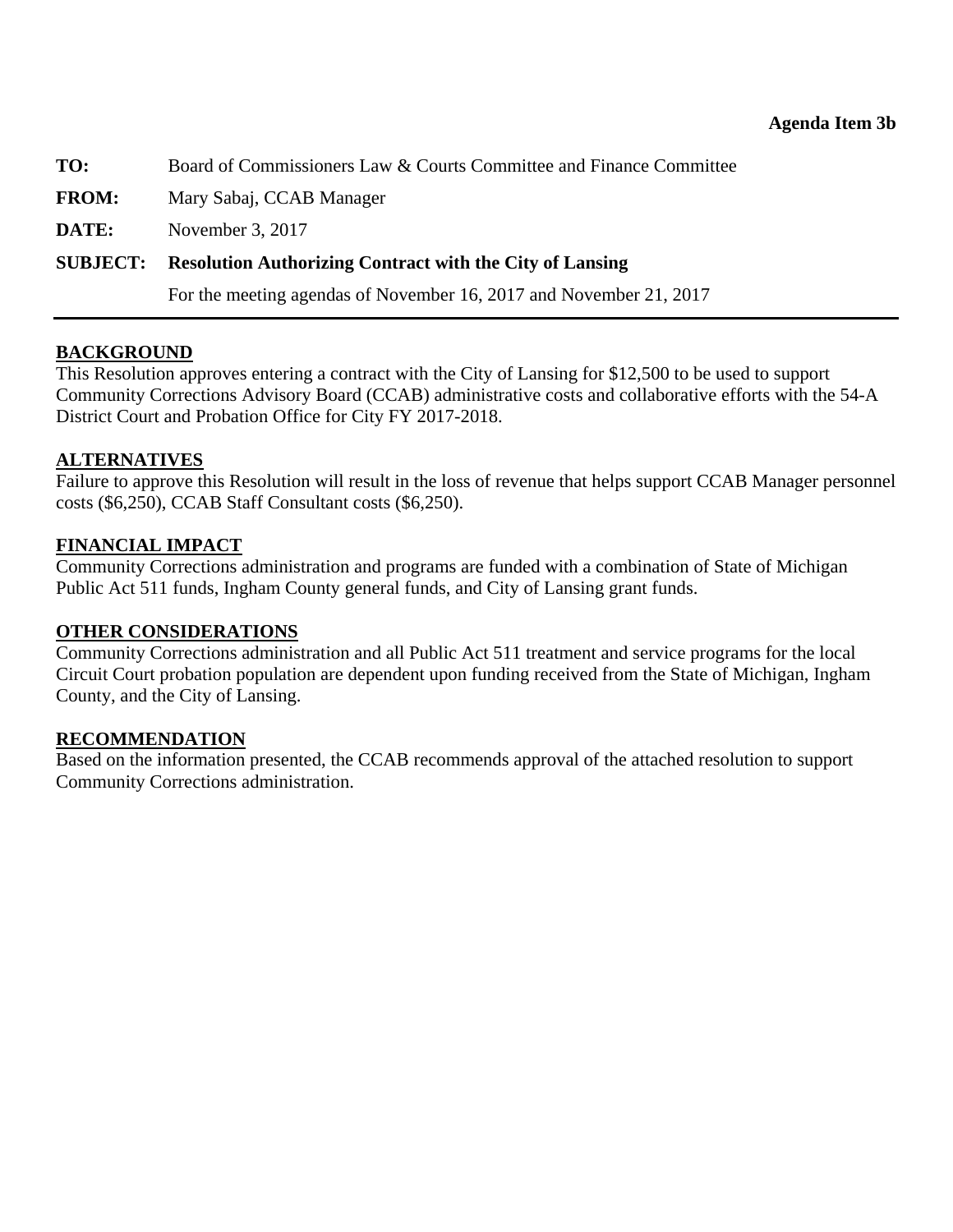**Agenda Item 3b**

**TO:** Board of Commissioners Law & Courts Committee and Finance Committee

**FROM:** Mary Sabaj, CCAB Manager

**DATE:** November 3, 2017

**SUBJECT: Resolution Authorizing Contract with the City of Lansing**

For the meeting agendas of November 16, 2017 and November 21, 2017

---

## BACKGROUND

This Resolution approves entering a contract with the City of Lansing for $12,500 to be used to support Community Corrections Advisory Board (CCAB) administrative costs and collaborative efforts with the 54-A District Court and Probation Office for City FY 2017-2018.

## ALTERNATIVES

Failure to approve this Resolution will result in the loss of revenue that helps support CCAB Manager personnel costs ($6,250), CCAB Staff Consultant costs ($6,250).

## FINANCIAL IMPACT

Community Corrections administration and programs are funded with a combination of State of Michigan Public Act 511 funds, Ingham County general funds, and City of Lansing grant funds.

## OTHER CONSIDERATIONS

Community Corrections administration and all Public Act 511 treatment and service programs for the local Circuit Court probation population are dependent upon funding received from the State of Michigan, Ingham County, and the City of Lansing.

## RECOMMENDATION

Based on the information presented, the CCAB recommends approval of the attached resolution to support Community Corrections administration.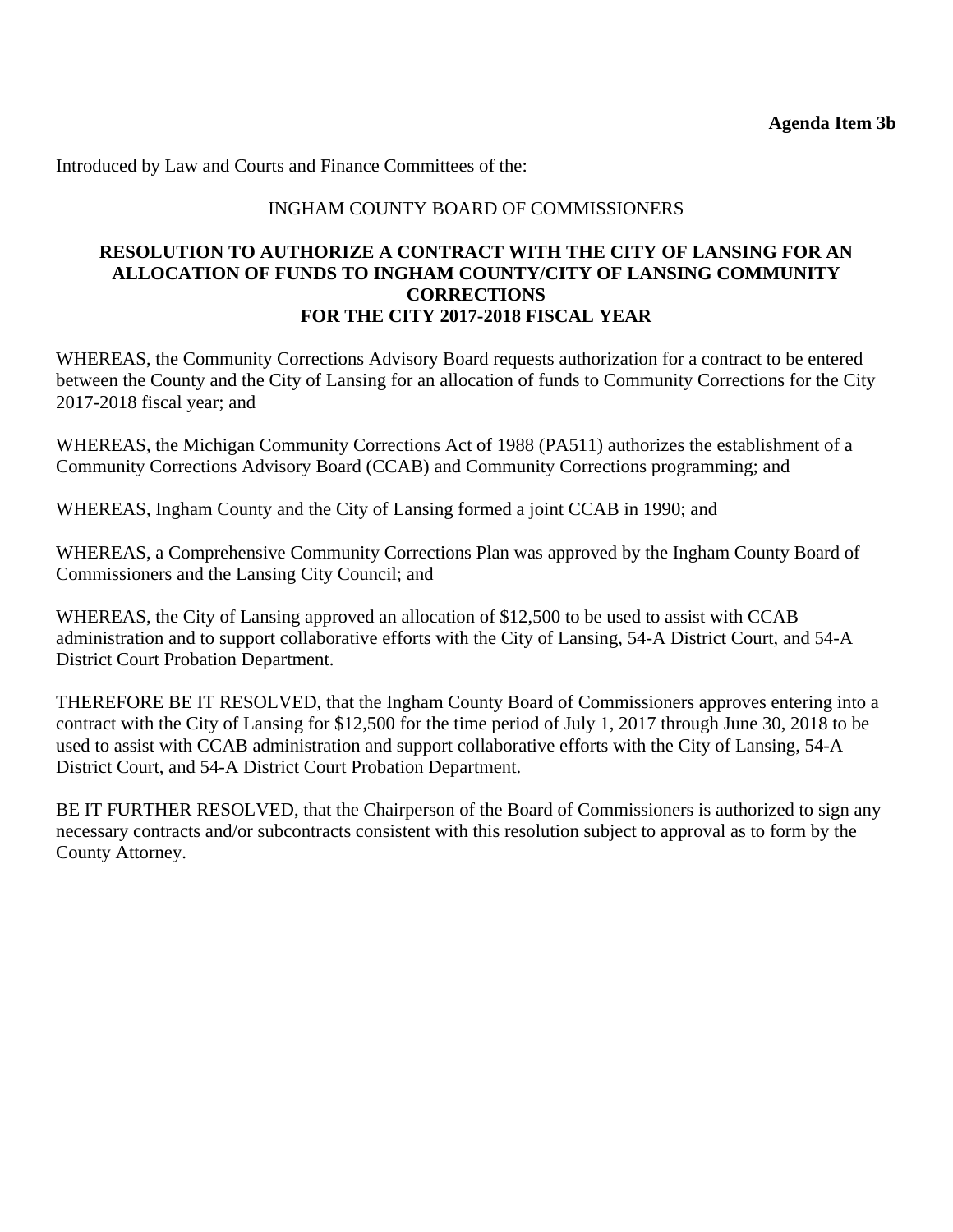**Agenda Item 3b**

Introduced by Law and Courts and Finance Committees of the:

INGHAM COUNTY BOARD OF COMMISSIONERS

**RESOLUTION TO AUTHORIZE A CONTRACT WITH THE CITY OF LANSING FOR AN ALLOCATION OF FUNDS TO INGHAM COUNTY/CITY OF LANSING COMMUNITY CORRECTIONS FOR THE CITY 2017-2018 FISCAL YEAR**

WHEREAS, the Community Corrections Advisory Board requests authorization for a contract to be entered between the County and the City of Lansing for an allocation of funds to Community Corrections for the City 2017-2018 fiscal year; and

WHEREAS, the Michigan Community Corrections Act of 1988 (PA511) authorizes the establishment of a Community Corrections Advisory Board (CCAB) and Community Corrections programming; and

WHEREAS, Ingham County and the City of Lansing formed a joint CCAB in 1990; and

WHEREAS, a Comprehensive Community Corrections Plan was approved by the Ingham County Board of Commissioners and the Lansing City Council; and

WHEREAS, the City of Lansing approved an allocation of $12,500 to be used to assist with CCAB administration and to support collaborative efforts with the City of Lansing, 54-A District Court, and 54-A District Court Probation Department.

THEREFORE BE IT RESOLVED, that the Ingham County Board of Commissioners approves entering into a contract with the City of Lansing for $12,500 for the time period of July 1, 2017 through June 30, 2018 to be used to assist with CCAB administration and support collaborative efforts with the City of Lansing, 54-A District Court, and 54-A District Court Probation Department.

BE IT FURTHER RESOLVED, that the Chairperson of the Board of Commissioners is authorized to sign any necessary contracts and/or subcontracts consistent with this resolution subject to approval as to form by the County Attorney.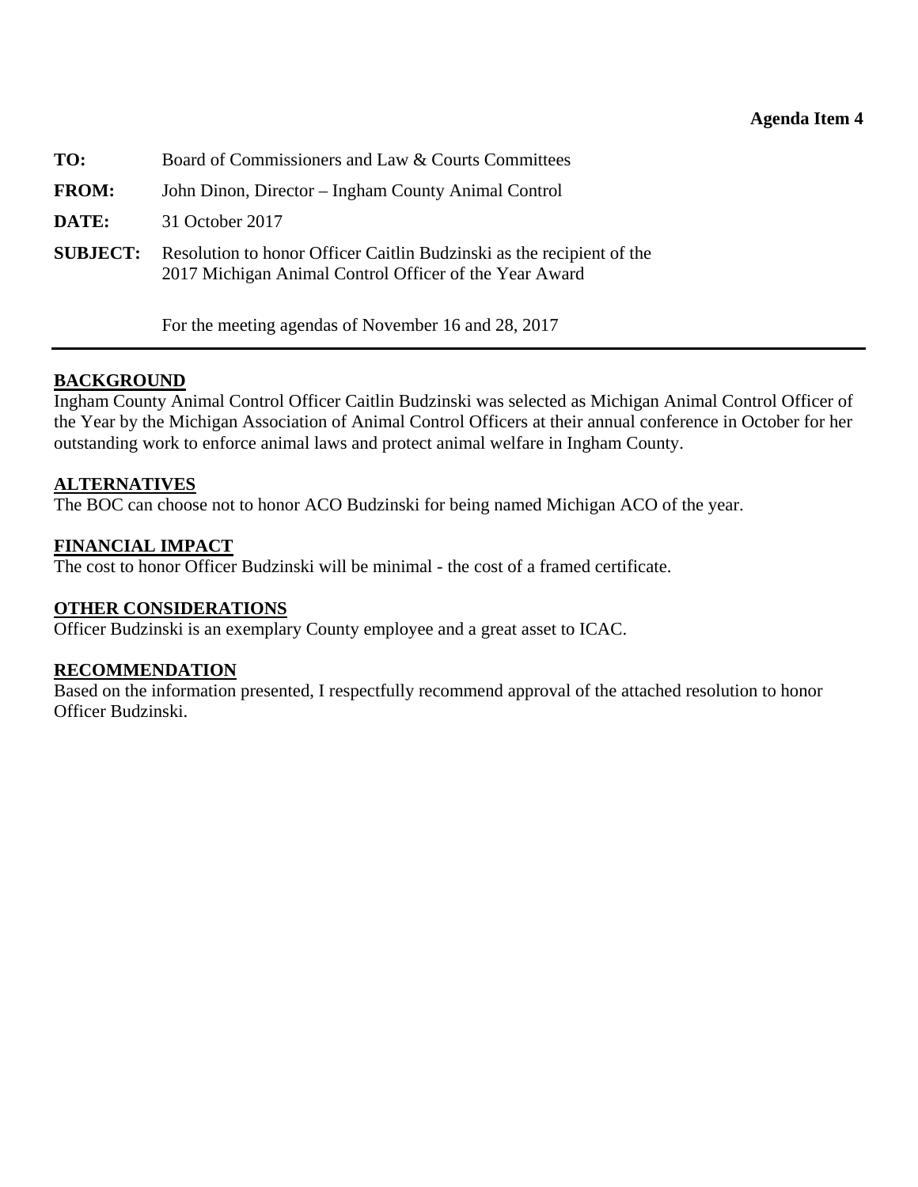**Agenda Item 4**

**TO:** Board of Commissioners and Law & Courts Committees

**FROM:** John Dinon, Director – Ingham County Animal Control

**DATE:** 31 October 2017

**SUBJECT:** Resolution to honor Officer Caitlin Budzinski as the recipient of the 2017 Michigan Animal Control Officer of the Year Award

For the meeting agendas of November 16 and 28, 2017

---

**BACKGROUND**

Ingham County Animal Control Officer Caitlin Budzinski was selected as Michigan Animal Control Officer of the Year by the Michigan Association of Animal Control Officers at their annual conference in October for her outstanding work to enforce animal laws and protect animal welfare in Ingham County.

**ALTERNATIVES**

The BOC can choose not to honor ACO Budzinski for being named Michigan ACO of the year.

**FINANCIAL IMPACT**

The cost to honor Officer Budzinski will be minimal - the cost of a framed certificate.

**OTHER CONSIDERATIONS**

Officer Budzinski is an exemplary County employee and a great asset to ICAC.

**RECOMMENDATION**

Based on the information presented, I respectfully recommend approval of the attached resolution to honor Officer Budzinski.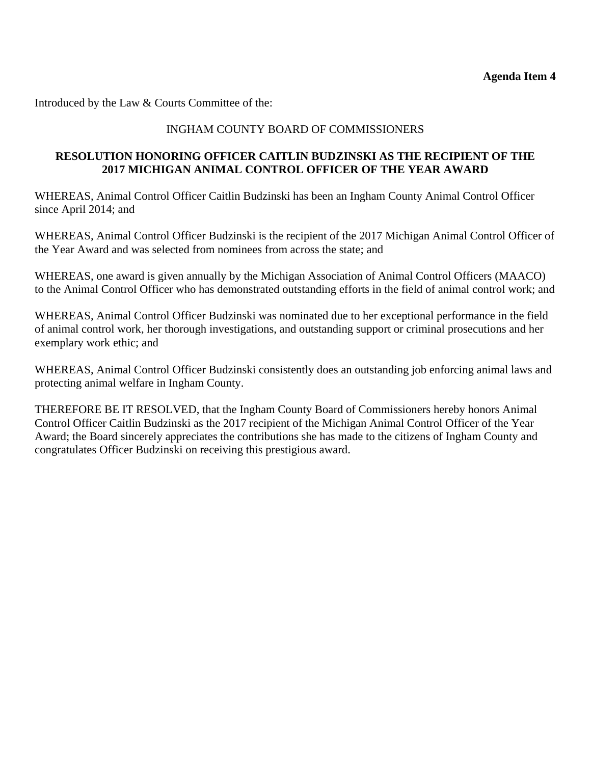**Agenda Item 4**

Introduced by the Law & Courts Committee of the:

INGHAM COUNTY BOARD OF COMMISSIONERS

**RESOLUTION HONORING OFFICER CAITLIN BUDZINSKI AS THE RECIPIENT OF THE 2017 MICHIGAN ANIMAL CONTROL OFFICER OF THE YEAR AWARD**

WHEREAS, Animal Control Officer Caitlin Budzinski has been an Ingham County Animal Control Officer since April 2014; and

WHEREAS, Animal Control Officer Budzinski is the recipient of the 2017 Michigan Animal Control Officer of the Year Award and was selected from nominees from across the state; and

WHEREAS, one award is given annually by the Michigan Association of Animal Control Officers (MAACO) to the Animal Control Officer who has demonstrated outstanding efforts in the field of animal control work; and

WHEREAS, Animal Control Officer Budzinski was nominated due to her exceptional performance in the field of animal control work, her thorough investigations, and outstanding support or criminal prosecutions and her exemplary work ethic; and

WHEREAS, Animal Control Officer Budzinski consistently does an outstanding job enforcing animal laws and protecting animal welfare in Ingham County.

THEREFORE BE IT RESOLVED, that the Ingham County Board of Commissioners hereby honors Animal Control Officer Caitlin Budzinski as the 2017 recipient of the Michigan Animal Control Officer of the Year Award; the Board sincerely appreciates the contributions she has made to the citizens of Ingham County and congratulates Officer Budzinski on receiving this prestigious award.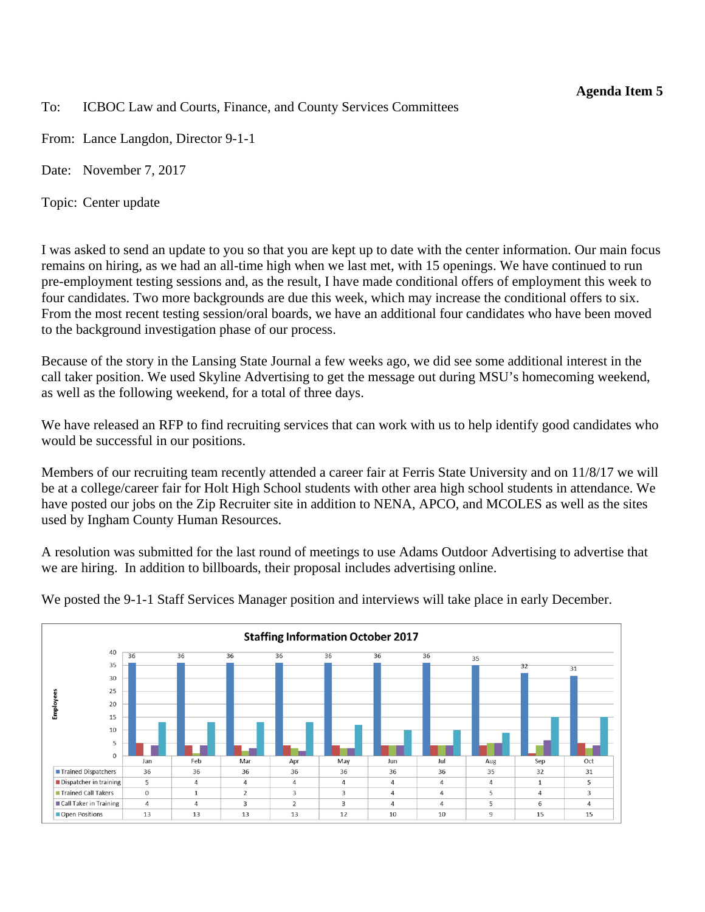**Agenda Item 5**

To: ICBOC Law and Courts, Finance, and County Services Committees

From: Lance Langdon, Director 9-1-1

Date: November 7, 2017

Topic: Center update

I was asked to send an update to you so that you are kept up to date with the center information. Our main focus remains on hiring, as we had an all-time high when we last met, with 15 openings. We have continued to run pre-employment testing sessions and, as the result, I have made conditional offers of employment this week to four candidates. Two more backgrounds are due this week, which may increase the conditional offers to six. From the most recent testing session/oral boards, we have an additional four candidates who have been moved to the background investigation phase of our process.

Because of the story in the Lansing State Journal a few weeks ago, we did see some additional interest in the call taker position. We used Skyline Advertising to get the message out during MSU's homecoming weekend, as well as the following weekend, for a total of three days.

We have released an RFP to find recruiting services that can work with us to help identify good candidates who would be successful in our positions.

Members of our recruiting team recently attended a career fair at Ferris State University and on 11/8/17 we will be at a college/career fair for Holt High School students with other area high school students in attendance. We have posted our jobs on the Zip Recruiter site in addition to NENA, APCO, and MCOLES as well as the sites used by Ingham County Human Resources.

A resolution was submitted for the last round of meetings to use Adams Outdoor Advertising to advertise that we are hiring. In addition to billboards, their proposal includes advertising online.

We posted the 9-1-1 Staff Services Manager position and interviews will take place in early December.

Staffing Information October 2017

Employees

0 5 10 15 20 25 30 35 40

36 36 36 36 36 36 36 35 32 31

Jan Feb Mar Apr May Jun Jul Aug Sep Oct

Trained Dispatchers 36 36 36 36 36 36 36 35 32 31

Dispatcher in training 5 4 4 4 4 4 4 4 1 5

Trained Call Takers 0 1 2 3 3 4 4 5 4 3

Call Taker in Training 4 4 3 2 3 4 4 5 6 4

Open Positions 13 13 13 13 12 10 10 9 15 15